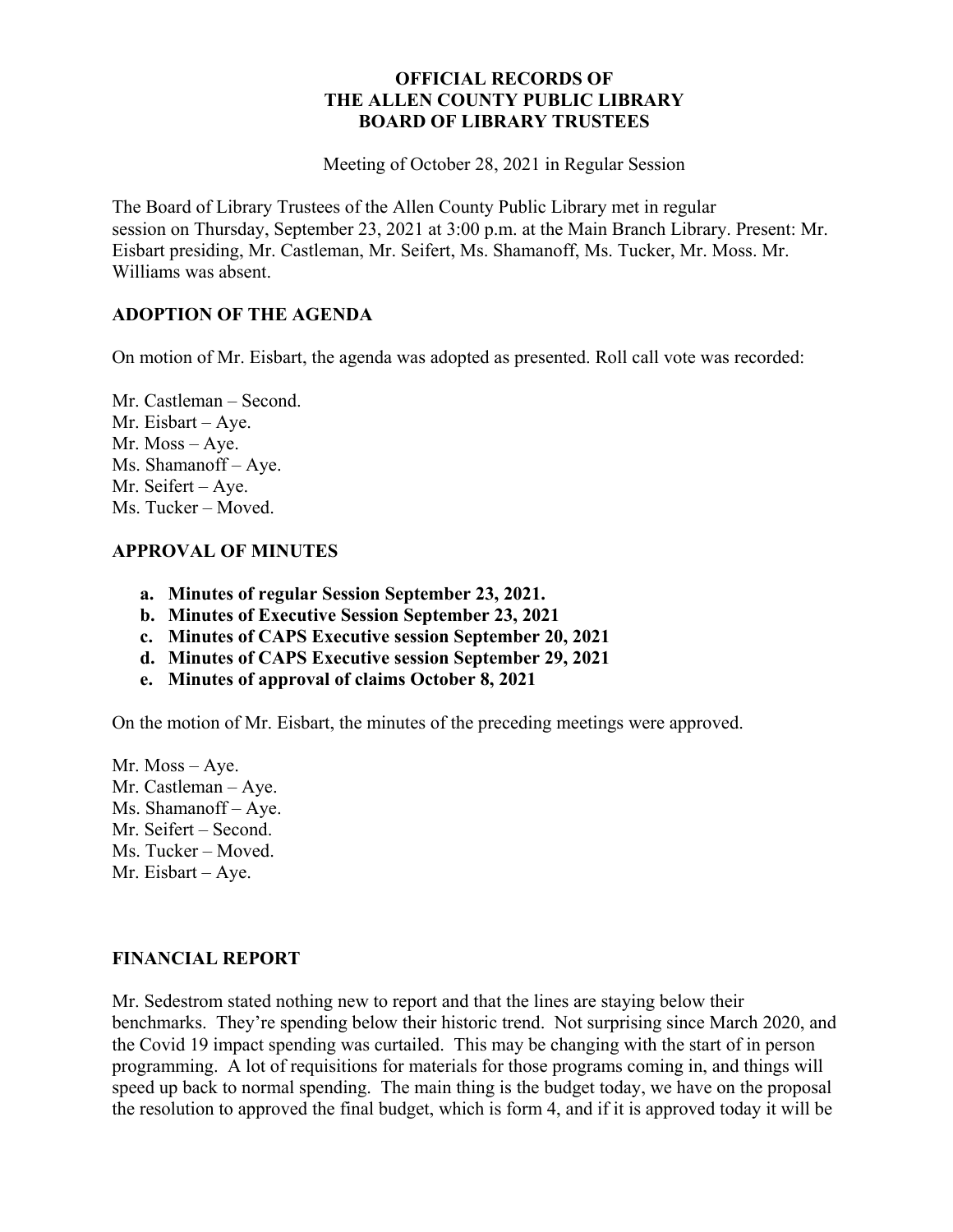**OFFICIAL RECORDS OF THE ALLEN COUNTY PUBLIC LIBRARY BOARD OF LIBRARY TRUSTEES**

Meeting of October 28, 2021 in Regular Session

The Board of Library Trustees of the Allen County Public Library met in regular session on Thursday, September 23, 2021 at 3:00 p.m. at the Main Branch Library. Present: Mr. Eisbart presiding, Mr. Castleman, Mr. Seifert, Ms. Shamanoff, Ms. Tucker, Mr. Moss. Mr. Williams was absent.

## ADOPTION OF THE AGENDA

On motion of Mr. Eisbart, the agenda was adopted as presented. Roll call vote was recorded:

Mr. Castleman – Second.
Mr. Eisbart – Aye.
Mr. Moss – Aye.
Ms. Shamanoff – Aye.
Mr. Seifert – Aye.
Ms. Tucker – Moved.

## APPROVAL OF MINUTES

a. **Minutes of regular Session September 23, 2021.**
b. **Minutes of Executive Session September 23, 2021**
c. **Minutes of CAPS Executive session September 20, 2021**
d. **Minutes of CAPS Executive session September 29, 2021**
e. **Minutes of approval of claims October 8, 2021**

On the motion of Mr. Eisbart, the minutes of the preceding meetings were approved.

Mr. Moss – Aye.
Mr. Castleman – Aye.
Ms. Shamanoff – Aye.
Mr. Seifert – Second.
Ms. Tucker – Moved.
Mr. Eisbart – Aye.

## FINANCIAL REPORT

Mr. Sedestrom stated nothing new to report and that the lines are staying below their benchmarks. They're spending below their historic trend. Not surprising since March 2020, and the Covid 19 impact spending was curtailed. This may be changing with the start of in person programming. A lot of requisitions for materials for those programs coming in, and things will speed up back to normal spending. The main thing is the budget today, we have on the proposal the resolution to approved the final budget, which is form 4, and if it is approved today it will be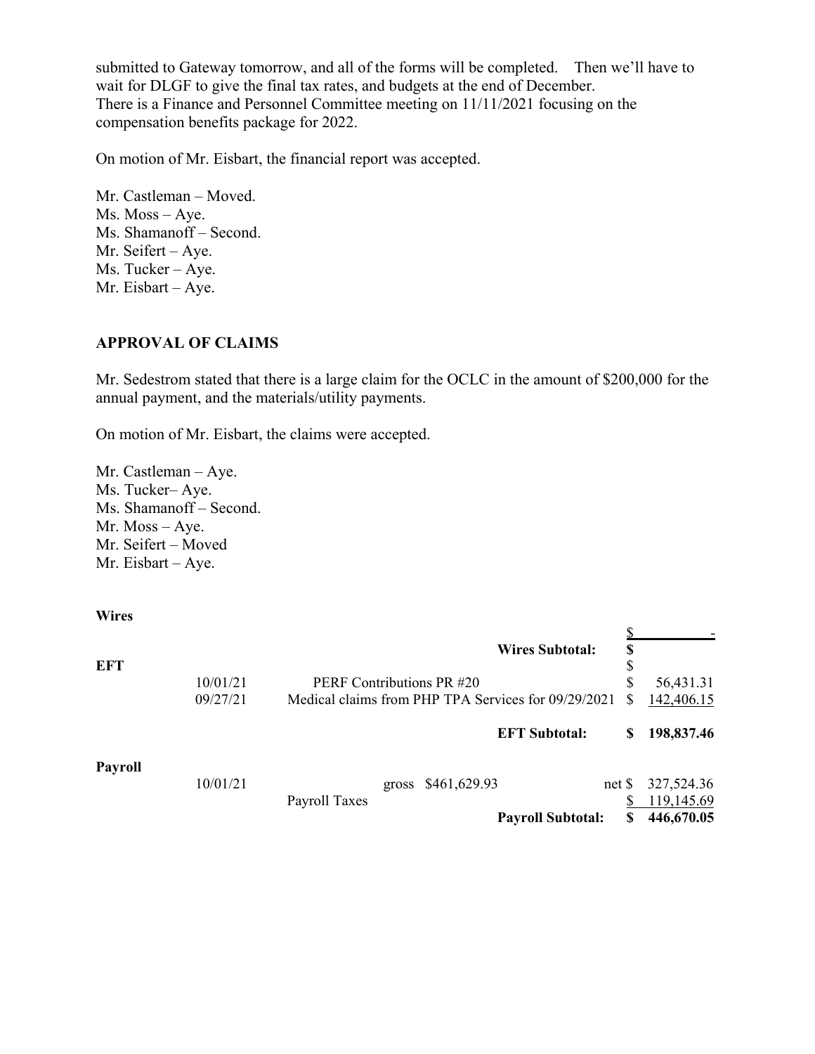submitted to Gateway tomorrow, and all of the forms will be completed. Then we'll have to wait for DLGF to give the final tax rates, and budgets at the end of December.
There is a Finance and Personnel Committee meeting on 11/11/2021 focusing on the compensation benefits package for 2022.

On motion of Mr. Eisbart, the financial report was accepted.

Mr. Castleman – Moved.
Ms. Moss – Aye.
Ms. Shamanoff – Second.
Mr. Seifert – Aye.
Ms. Tucker – Aye.
Mr. Eisbart – Aye.

## APPROVAL OF CLAIMS

Mr. Sedestrom stated that there is a large claim for the OCLC in the amount of $200,000 for the annual payment, and the materials/utility payments.

On motion of Mr. Eisbart, the claims were accepted.

Mr. Castleman – Aye.
Ms. Tucker– Aye.
Ms. Shamanoff – Second.
Mr. Moss – Aye.
Mr. Seifert – Moved
Mr. Eisbart – Aye.

| | | | | |
|---|---|---|---|---|
| **Wires** | | | $ | - |
| | | **Wires Subtotal:** | **$** | |
| **EFT** | | | $ | |
| | 10/01/21 | PERF Contributions PR #20 | $ | 56,431.31 |
| | 09/27/21 | Medical claims from PHP TPA Services for 09/29/2021 | $ | 142,406.15 |
| | | **EFT Subtotal:** | **$** | **198,837.46** |
| **Payroll** | | | | |
| | 10/01/21 | gross $461,629.93 net | $ | 327,524.36 |
| | | Payroll Taxes | $ | 119,145.69 |
| | | **Payroll Subtotal:** | **$** | **446,670.05** |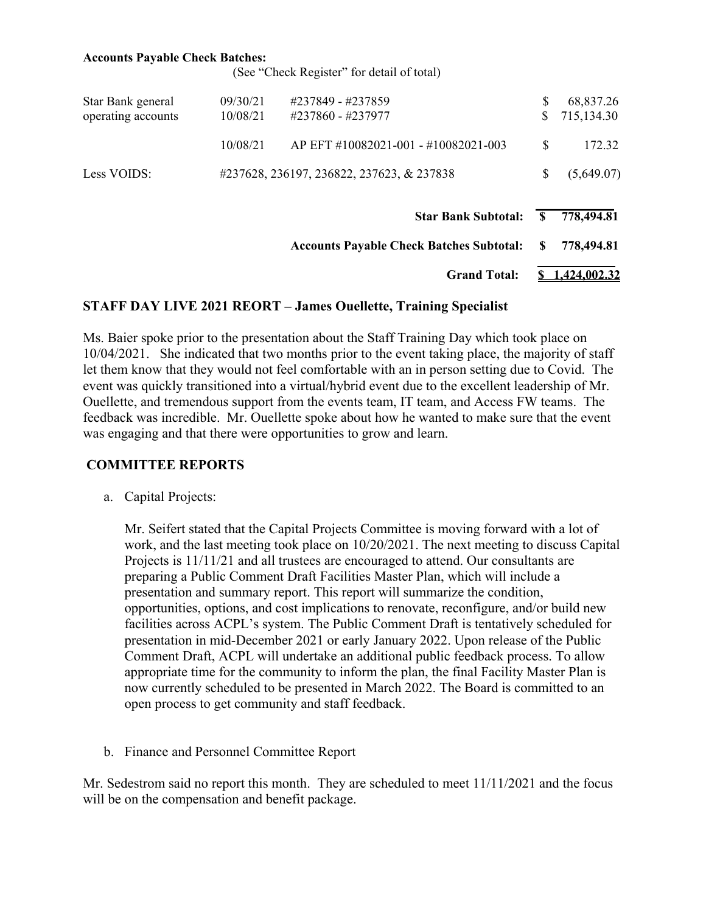**Accounts Payable Check Batches:**

(See "Check Register" for detail of total)

| | | | | |
|---|---|---|---|---|
| Star Bank general operating accounts | 09/30/21 | #237849 - #237859 | $ | 68,837.26 |
| | 10/08/21 | #237860 - #237977 | $ | 715,134.30 |
| | 10/08/21 | AP EFT #10082021-001 - #10082021-003 | $ | 172.32 |
| Less VOIDS: | #237628, 236197, 236822, 237623, & 237838 | | $ | (5,649.07) |
| | | **Star Bank Subtotal:** | **$** | **778,494.81** |
| | | **Accounts Payable Check Batches Subtotal:** | **$** | **778,494.81** |
| | | **Grand Total:** | **$** | **1,424,002.32** |

## STAFF DAY LIVE 2021 REORT – James Ouellette, Training Specialist

Ms. Baier spoke prior to the presentation about the Staff Training Day which took place on 10/04/2021. She indicated that two months prior to the event taking place, the majority of staff let them know that they would not feel comfortable with an in person setting due to Covid. The event was quickly transitioned into a virtual/hybrid event due to the excellent leadership of Mr. Ouellette, and tremendous support from the events team, IT team, and Access FW teams. The feedback was incredible. Mr. Ouellette spoke about how he wanted to make sure that the event was engaging and that there were opportunities to grow and learn.

## COMMITTEE REPORTS

a. Capital Projects:

Mr. Seifert stated that the Capital Projects Committee is moving forward with a lot of work, and the last meeting took place on 10/20/2021. The next meeting to discuss Capital Projects is 11/11/21 and all trustees are encouraged to attend. Our consultants are preparing a Public Comment Draft Facilities Master Plan, which will include a presentation and summary report. This report will summarize the condition, opportunities, options, and cost implications to renovate, reconfigure, and/or build new facilities across ACPL's system. The Public Comment Draft is tentatively scheduled for presentation in mid-December 2021 or early January 2022. Upon release of the Public Comment Draft, ACPL will undertake an additional public feedback process. To allow appropriate time for the community to inform the plan, the final Facility Master Plan is now currently scheduled to be presented in March 2022. The Board is committed to an open process to get community and staff feedback.

b. Finance and Personnel Committee Report

Mr. Sedestrom said no report this month. They are scheduled to meet 11/11/2021 and the focus will be on the compensation and benefit package.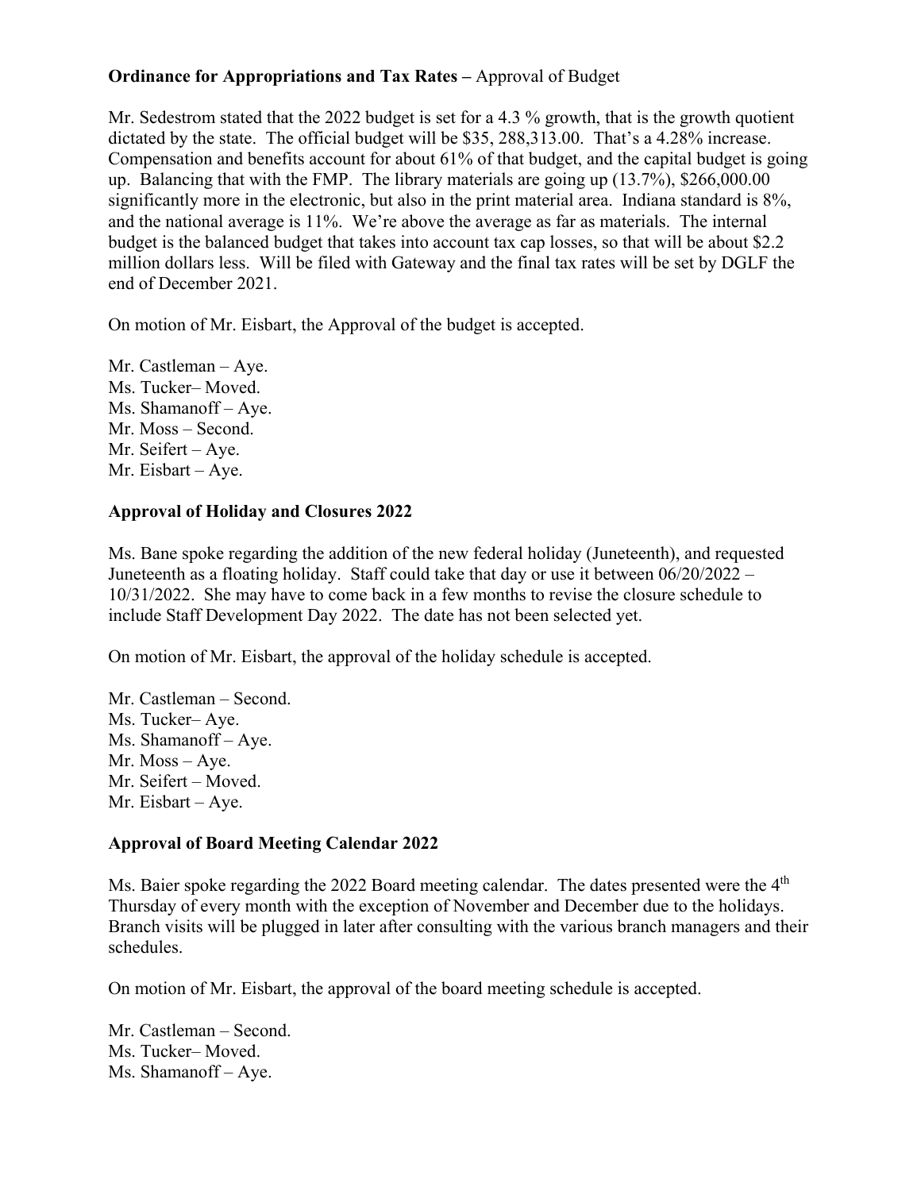**Ordinance for Appropriations and Tax Rates –** Approval of Budget

Mr. Sedestrom stated that the 2022 budget is set for a 4.3 % growth, that is the growth quotient dictated by the state. The official budget will be $35, 288,313.00. That's a 4.28% increase. Compensation and benefits account for about 61% of that budget, and the capital budget is going up. Balancing that with the FMP. The library materials are going up (13.7%), $266,000.00 significantly more in the electronic, but also in the print material area. Indiana standard is 8%, and the national average is 11%. We're above the average as far as materials. The internal budget is the balanced budget that takes into account tax cap losses, so that will be about $2.2 million dollars less. Will be filed with Gateway and the final tax rates will be set by DGLF the end of December 2021.

On motion of Mr. Eisbart, the Approval of the budget is accepted.

Mr. Castleman – Aye.
Ms. Tucker– Moved.
Ms. Shamanoff – Aye.
Mr. Moss – Second.
Mr. Seifert – Aye.
Mr. Eisbart – Aye.

**Approval of Holiday and Closures 2022**

Ms. Bane spoke regarding the addition of the new federal holiday (Juneteenth), and requested Juneteenth as a floating holiday. Staff could take that day or use it between 06/20/2022 – 10/31/2022. She may have to come back in a few months to revise the closure schedule to include Staff Development Day 2022. The date has not been selected yet.

On motion of Mr. Eisbart, the approval of the holiday schedule is accepted.

Mr. Castleman – Second.
Ms. Tucker– Aye.
Ms. Shamanoff – Aye.
Mr. Moss – Aye.
Mr. Seifert – Moved.
Mr. Eisbart – Aye.

**Approval of Board Meeting Calendar 2022**

Ms. Baier spoke regarding the 2022 Board meeting calendar. The dates presented were the 4th Thursday of every month with the exception of November and December due to the holidays. Branch visits will be plugged in later after consulting with the various branch managers and their schedules.

On motion of Mr. Eisbart, the approval of the board meeting schedule is accepted.

Mr. Castleman – Second.
Ms. Tucker– Moved.
Ms. Shamanoff – Aye.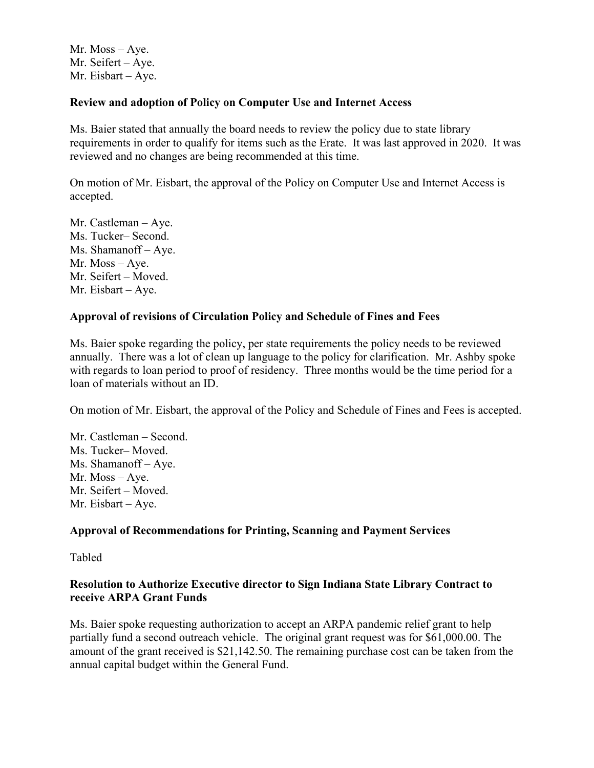Mr. Moss – Aye.  
Mr. Seifert – Aye.  
Mr. Eisbart – Aye.

**Review and adoption of Policy on Computer Use and Internet Access**

Ms. Baier stated that annually the board needs to review the policy due to state library requirements in order to qualify for items such as the Erate. It was last approved in 2020. It was reviewed and no changes are being recommended at this time.

On motion of Mr. Eisbart, the approval of the Policy on Computer Use and Internet Access is accepted.

Mr. Castleman – Aye.  
Ms. Tucker– Second.  
Ms. Shamanoff – Aye.  
Mr. Moss – Aye.  
Mr. Seifert – Moved.  
Mr. Eisbart – Aye.

**Approval of revisions of Circulation Policy and Schedule of Fines and Fees**

Ms. Baier spoke regarding the policy, per state requirements the policy needs to be reviewed annually. There was a lot of clean up language to the policy for clarification. Mr. Ashby spoke with regards to loan period to proof of residency. Three months would be the time period for a loan of materials without an ID.

On motion of Mr. Eisbart, the approval of the Policy and Schedule of Fines and Fees is accepted.

Mr. Castleman – Second.  
Ms. Tucker– Moved.  
Ms. Shamanoff – Aye.  
Mr. Moss – Aye.  
Mr. Seifert – Moved.  
Mr. Eisbart – Aye.

**Approval of Recommendations for Printing, Scanning and Payment Services**

Tabled

**Resolution to Authorize Executive director to Sign Indiana State Library Contract to receive ARPA Grant Funds**

Ms. Baier spoke requesting authorization to accept an ARPA pandemic relief grant to help partially fund a second outreach vehicle. The original grant request was for $61,000.00. The amount of the grant received is $21,142.50. The remaining purchase cost can be taken from the annual capital budget within the General Fund.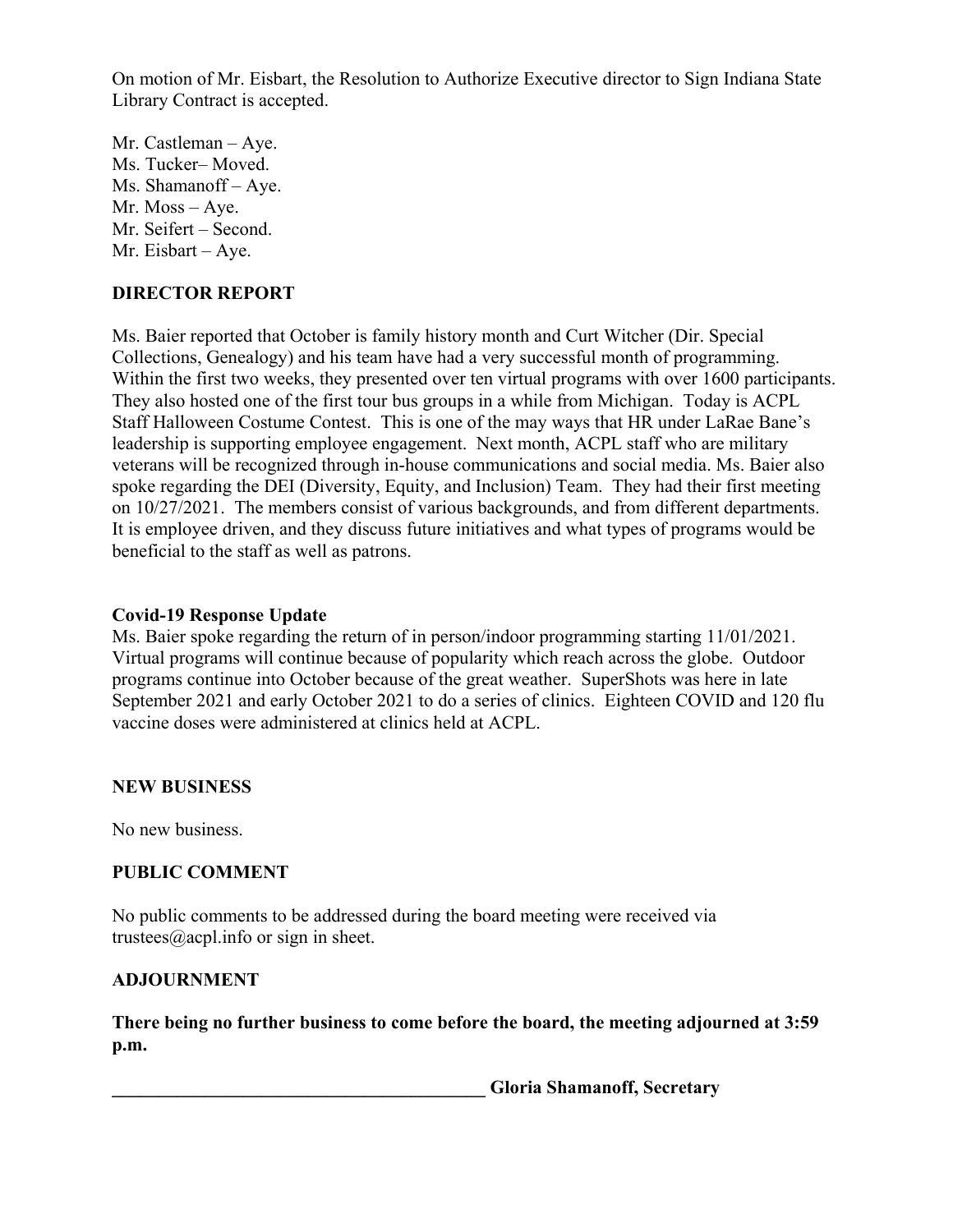On motion of Mr. Eisbart, the Resolution to Authorize Executive director to Sign Indiana State Library Contract is accepted.

Mr. Castleman – Aye.
Ms. Tucker– Moved.
Ms. Shamanoff – Aye.
Mr. Moss – Aye.
Mr. Seifert – Second.
Mr. Eisbart – Aye.

**DIRECTOR REPORT**

Ms. Baier reported that October is family history month and Curt Witcher (Dir. Special Collections, Genealogy) and his team have had a very successful month of programming. Within the first two weeks, they presented over ten virtual programs with over 1600 participants. They also hosted one of the first tour bus groups in a while from Michigan. Today is ACPL Staff Halloween Costume Contest. This is one of the may ways that HR under LaRae Bane's leadership is supporting employee engagement. Next month, ACPL staff who are military veterans will be recognized through in-house communications and social media. Ms. Baier also spoke regarding the DEI (Diversity, Equity, and Inclusion) Team. They had their first meeting on 10/27/2021. The members consist of various backgrounds, and from different departments. It is employee driven, and they discuss future initiatives and what types of programs would be beneficial to the staff as well as patrons.

**Covid-19 Response Update**

Ms. Baier spoke regarding the return of in person/indoor programming starting 11/01/2021. Virtual programs will continue because of popularity which reach across the globe. Outdoor programs continue into October because of the great weather. SuperShots was here in late September 2021 and early October 2021 to do a series of clinics. Eighteen COVID and 120 flu vaccine doses were administered at clinics held at ACPL.

**NEW BUSINESS**

No new business.

**PUBLIC COMMENT**

No public comments to be addressed during the board meeting were received via trustees@acpl.info or sign in sheet.

**ADJOURNMENT**

**There being no further business to come before the board, the meeting adjourned at 3:59 p.m.**

**\_\_\_\_\_\_\_\_\_\_\_\_\_\_\_\_\_\_\_\_\_\_\_\_\_\_\_\_\_\_\_\_\_\_\_\_\_\_\_\_\_\_ Gloria Shamanoff, Secretary**